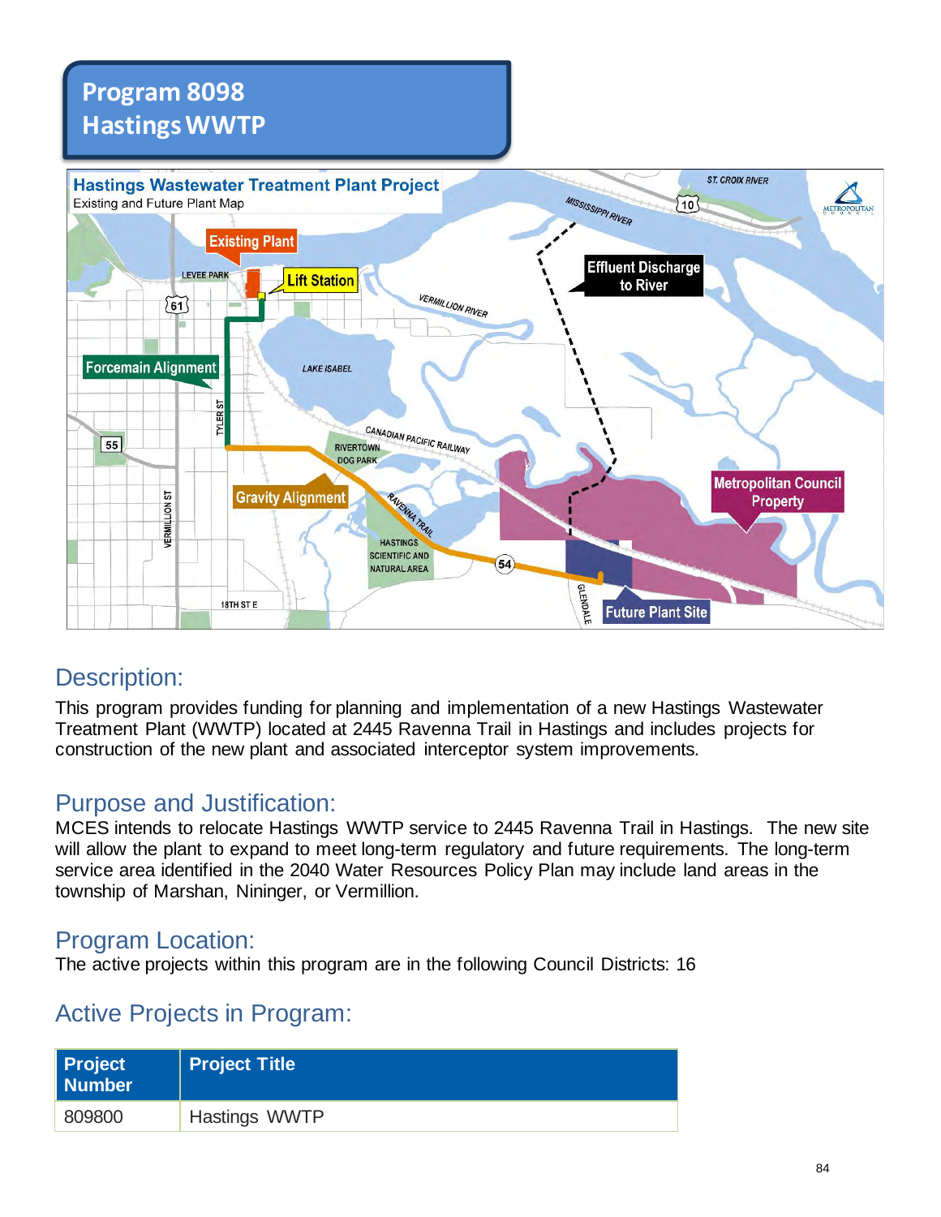# Program 8098
# Hastings WWTP

## Description:

This program provides funding for planning and implementation of a new Hastings Wastewater Treatment Plant (WWTP) located at 2445 Ravenna Trail in Hastings and includes projects for construction of the new plant and associated interceptor system improvements.

## Purpose and Justification:

MCES intends to relocate Hastings WWTP service to 2445 Ravenna Trail in Hastings. The new site will allow the plant to expand to meet long-term regulatory and future requirements. The long-term service area identified in the 2040 Water Resources Policy Plan may include land areas in the township of Marshan, Nininger, or Vermillion.

## Program Location:

The active projects within this program are in the following Council Districts: 16

## Active Projects in Program:

| Project Number | Project Title |
|---|---|
| 809800 | Hastings WWTP |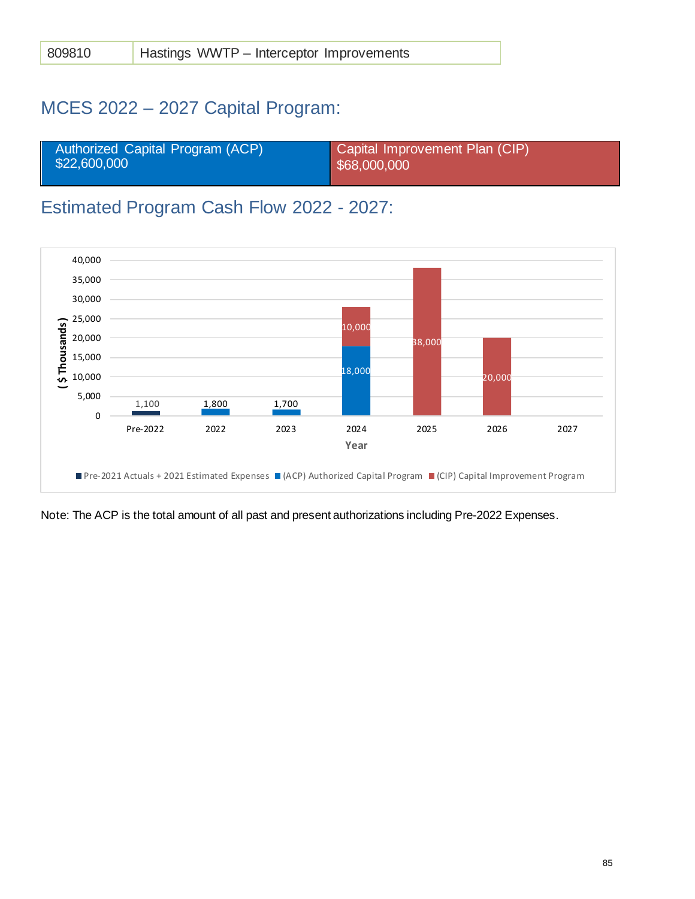| 809810 | Hastings WWTP – Interceptor Improvements |
|---|---|

## MCES 2022 – 2027 Capital Program:

| Authorized Capital Program (ACP) | Capital Improvement Plan (CIP) |
|---|---|
| $22,600,000 | $68,000,000 |

## Estimated Program Cash Flow 2022 - 2027:

| Year | Pre-2021 Actuals + 2021 Estimated Expenses | (ACP) Authorized Capital Program | (CIP) Capital Improvement Program |
|---|---|---|---|
| Pre-2022 | 1,100 | | |
| 2022 | | 1,800 | |
| 2023 | | 1,700 | |
| 2024 | | 18,000 | 10,000 |
| 2025 | | | 38,000 |
| 2026 | | | 20,000 |
| 2027 | | | |

($ Thousands)

Note: The ACP is the total amount of all past and present authorizations including Pre-2022 Expenses.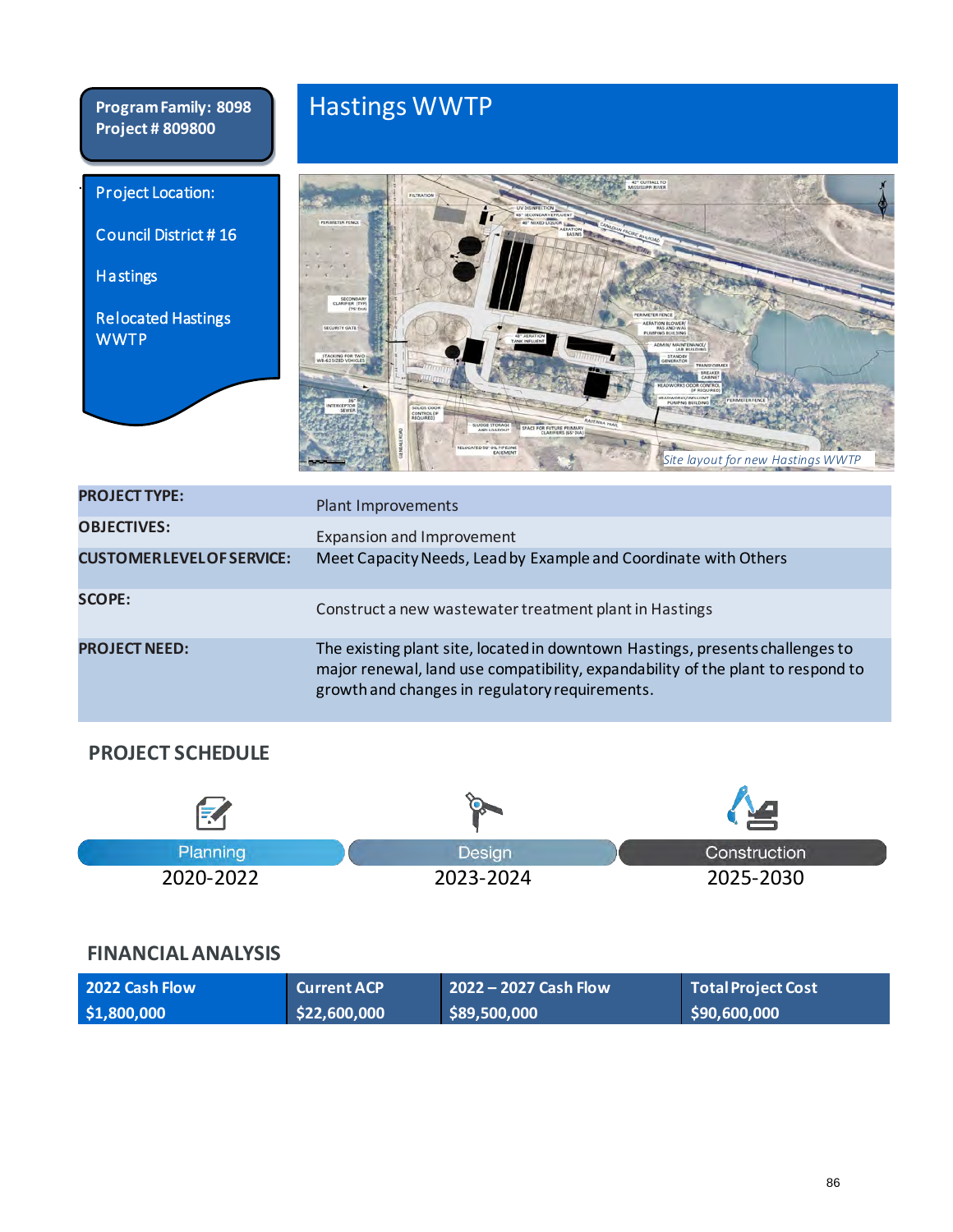**Program Family: 8098**
**Project # 809800**

# Hastings WWTP

Project Location:

Council District # 16

Hastings

Relocated Hastings WWTP

*Site layout for new Hastings WWTP*

| | |
|---|---|
| **PROJECT TYPE:** | Plant Improvements |
| **OBJECTIVES:** | Expansion and Improvement |
| **CUSTOMER LEVEL OF SERVICE:** | Meet Capacity Needs, Lead by Example and Coordinate with Others |
| **SCOPE:** | Construct a new wastewater treatment plant in Hastings |
| **PROJECT NEED:** | The existing plant site, located in downtown Hastings, presents challenges to major renewal, land use compatibility, expandability of the plant to respond to growth and changes in regulatory requirements. |

## PROJECT SCHEDULE

| Planning | Design | Construction |
|---|---|---|
| 2020-2022 | 2023-2024 | 2025-2030 |

## FINANCIAL ANALYSIS

| 2022 Cash Flow | Current ACP | 2022 – 2027 Cash Flow | Total Project Cost |
|---|---|---|---|
| $1,800,000 | $22,600,000 | $89,500,000 | $90,600,000 |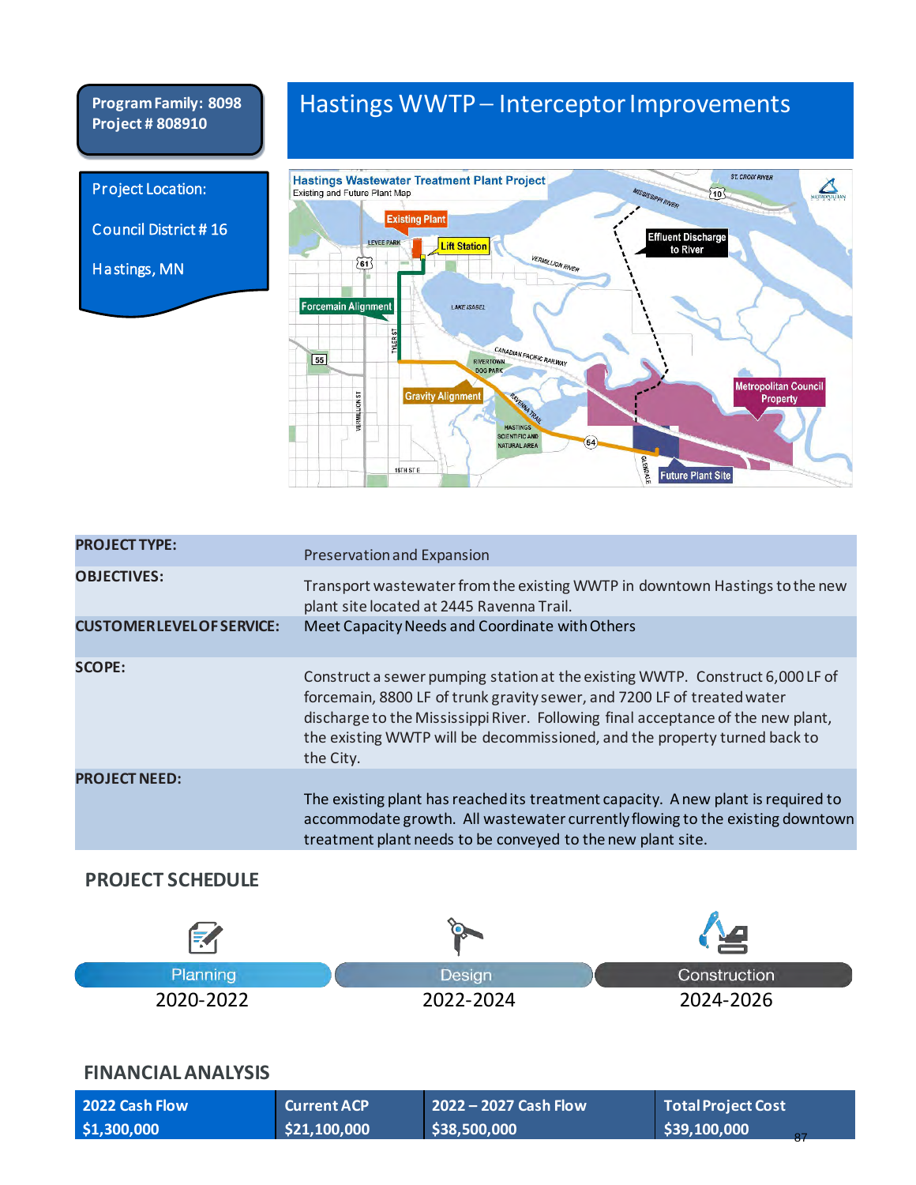**Program Family: 8098**
**Project # 808910**

# Hastings WWTP – Interceptor Improvements

**Project Location:**

Council District # 16

Hastings, MN

Hastings Wastewater Treatment Plant Project
Existing and Future Plant Map

Existing Plant
Lift Station
Forcemain Alignment
Gravity Alignment
Effluent Discharge to River
Metropolitan Council Property
Future Plant Site
ST. CROIX RIVER
MISSISSIPPI RIVER
VERMILLION RIVER
LAKE ISABEL
LEVEE PARK
CANADIAN PACIFIC RAILWAY
RIVERTOWN DOG PARK
RAVENNA TRAIL
HASTINGS SCIENTIFIC AND NATURAL AREA
TYLER ST
VERMILLION ST
18TH ST E
GLENDALE
10
61
55
54

| | |
|---|---|
| **PROJECT TYPE:** | Preservation and Expansion |
| **OBJECTIVES:** | Transport wastewater from the existing WWTP in downtown Hastings to the new plant site located at 2445 Ravenna Trail. |
| **CUSTOMER LEVEL OF SERVICE:** | Meet Capacity Needs and Coordinate with Others |
| **SCOPE:** | Construct a sewer pumping station at the existing WWTP. Construct 6,000 LF of forcemain, 8800 LF of trunk gravity sewer, and 7200 LF of treated water discharge to the Mississippi River. Following final acceptance of the new plant, the existing WWTP will be decommissioned, and the property turned back to the City. |
| **PROJECT NEED:** | The existing plant has reached its treatment capacity. A new plant is required to accommodate growth. All wastewater currently flowing to the existing downtown treatment plant needs to be conveyed to the new plant site. |

## PROJECT SCHEDULE

| Planning | Design | Construction |
|---|---|---|
| 2020-2022 | 2022-2024 | 2024-2026 |

## FINANCIAL ANALYSIS

| 2022 Cash Flow | Current ACP | 2022 – 2027 Cash Flow | Total Project Cost |
|---|---|---|---|
| $1,300,000 | $21,100,000 | $38,500,000 | $39,100,000 |